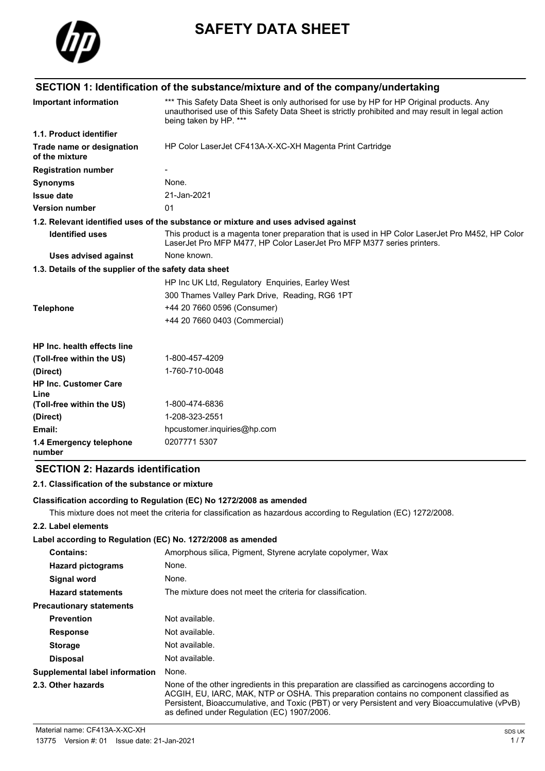# SAFETY DATA SHEET

## SECTION 1: Identification of the substance/mixture and of the company/undertaking

| | |
|---|---|
| **Important information** | *** This Safety Data Sheet is only authorised for use by HP for HP Original products. Any unauthorised use of this Safety Data Sheet is strictly prohibited and may result in legal action being taken by HP. *** |
| **1.1. Product identifier** | |
| **Trade name or designation of the mixture** | HP Color LaserJet CF413A-X-XC-XH Magenta Print Cartridge |
| **Registration number** | - |
| **Synonyms** | None. |
| **Issue date** | 21-Jan-2021 |
| **Version number** | 01 |

**1.2. Relevant identified uses of the substance or mixture and uses advised against**

| | |
|---|---|
| **Identified uses** | This product is a magenta toner preparation that is used in HP Color LaserJet Pro M452, HP Color LaserJet Pro MFP M477, HP Color LaserJet Pro MFP M377 series printers. |
| **Uses advised against** | None known. |

**1.3. Details of the supplier of the safety data sheet**

| | |
|---|---|
| | HP Inc UK Ltd, Regulatory Enquiries, Earley West |
| | 300 Thames Valley Park Drive, Reading, RG6 1PT |
| **Telephone** | +44 20 7660 0596 (Consumer) |
| | +44 20 7660 0403 (Commercial) |
| **HP Inc. health effects line** | |
| **(Toll-free within the US)** | 1-800-457-4209 |
| **(Direct)** | 1-760-710-0048 |
| **HP Inc. Customer Care Line** | |
| **(Toll-free within the US)** | 1-800-474-6836 |
| **(Direct)** | 1-208-323-2551 |
| **Email:** | hpcustomer.inquiries@hp.com |
| **1.4 Emergency telephone number** | 0207771 5307 |

## SECTION 2: Hazards identification

**2.1. Classification of the substance or mixture**

**Classification according to Regulation (EC) No 1272/2008 as amended**

This mixture does not meet the criteria for classification as hazardous according to Regulation (EC) 1272/2008.

**2.2. Label elements**

**Label according to Regulation (EC) No. 1272/2008 as amended**

| | |
|---|---|
| **Contains:** | Amorphous silica, Pigment, Styrene acrylate copolymer, Wax |
| **Hazard pictograms** | None. |
| **Signal word** | None. |
| **Hazard statements** | The mixture does not meet the criteria for classification. |
| **Precautionary statements** | |
| **Prevention** | Not available. |
| **Response** | Not available. |
| **Storage** | Not available. |
| **Disposal** | Not available. |
| **Supplemental label information** | None. |
| **2.3. Other hazards** | None of the other ingredients in this preparation are classified as carcinogens according to ACGIH, EU, IARC, MAK, NTP or OSHA. This preparation contains no component classified as Persistent, Bioaccumulative, and Toxic (PBT) or very Persistent and very Bioaccumulative (vPvB) as defined under Regulation (EC) 1907/2006. |

Material name: CF413A-X-XC-XH
13775 Version #: 01 Issue date: 21-Jan-2021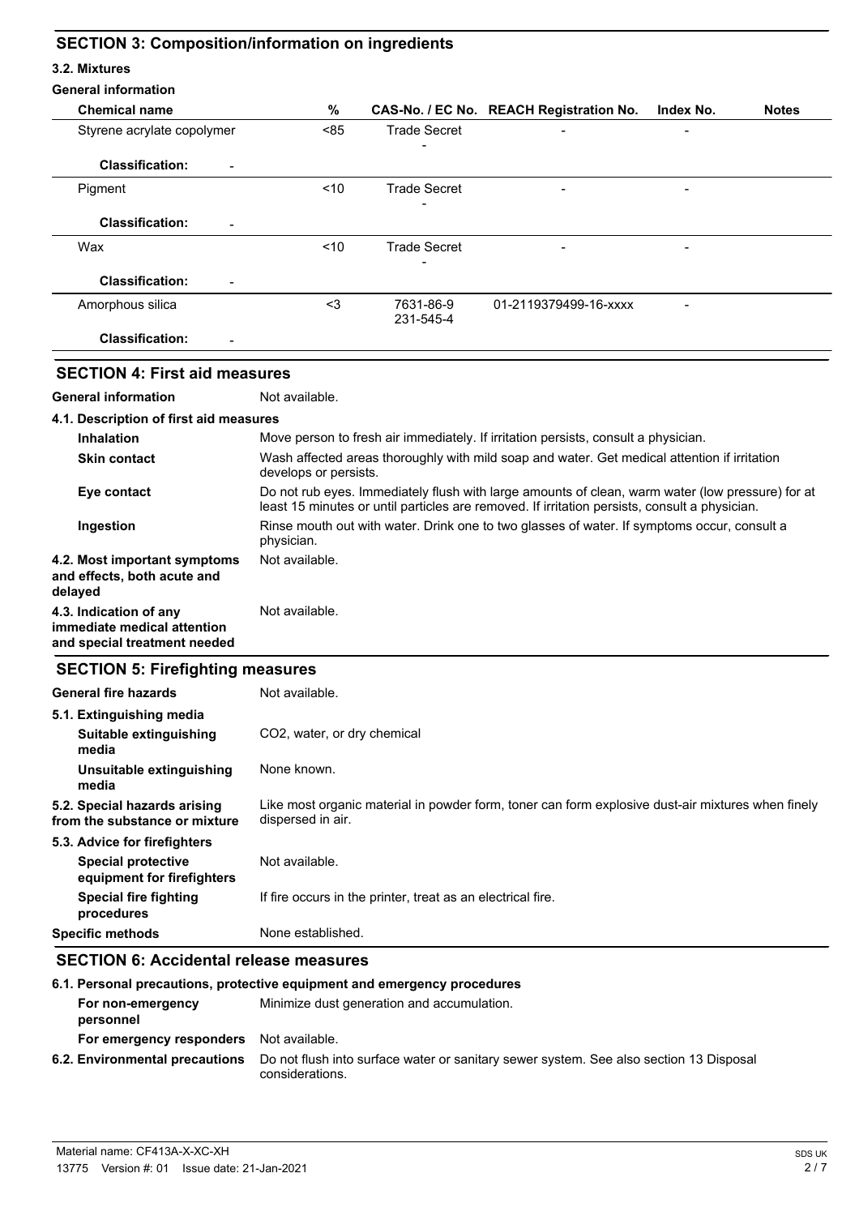## SECTION 3: Composition/information on ingredients

### 3.2. Mixtures

**General information**

| Chemical name | % | CAS-No. / EC No. | REACH Registration No. | Index No. | Notes |
|---|---|---|---|---|---|
| Styrene acrylate copolymer | <85 | Trade Secret<br>- | - | - | |
| **Classification:** - | | | | | |
| Pigment | <10 | Trade Secret<br>- | - | - | |
| **Classification:** - | | | | | |
| Wax | <10 | Trade Secret<br>- | - | - | |
| **Classification:** - | | | | | |
| Amorphous silica | <3 | 7631-86-9<br>231-545-4 | 01-2119379499-16-xxxx | - | |
| **Classification:** - | | | | | |

## SECTION 4: First aid measures

**General information** Not available.

**4.1. Description of first aid measures**

**Inhalation** Move person to fresh air immediately. If irritation persists, consult a physician.

**Skin contact** Wash affected areas thoroughly with mild soap and water. Get medical attention if irritation develops or persists.

**Eye contact** Do not rub eyes. Immediately flush with large amounts of clean, warm water (low pressure) for at least 15 minutes or until particles are removed. If irritation persists, consult a physician.

**Ingestion** Rinse mouth out with water. Drink one to two glasses of water. If symptoms occur, consult a physician.

**4.2. Most important symptoms and effects, both acute and delayed** Not available.

**4.3. Indication of any immediate medical attention and special treatment needed** Not available.

## SECTION 5: Firefighting measures

**General fire hazards** Not available.

**5.1. Extinguishing media**

**Suitable extinguishing media** $CO_2$, water, or dry chemical

**Unsuitable extinguishing media** None known.

**5.2. Special hazards arising from the substance or mixture** Like most organic material in powder form, toner can form explosive dust-air mixtures when finely dispersed in air.

**5.3. Advice for firefighters**

**Special protective equipment for firefighters** Not available.

**Special fire fighting procedures** If fire occurs in the printer, treat as an electrical fire.

**Specific methods** None established.

## SECTION 6: Accidental release measures

**6.1. Personal precautions, protective equipment and emergency procedures**

**For non-emergency personnel** Minimize dust generation and accumulation.

**For emergency responders** Not available.

**6.2. Environmental precautions** Do not flush into surface water or sanitary sewer system. See also section 13 Disposal considerations.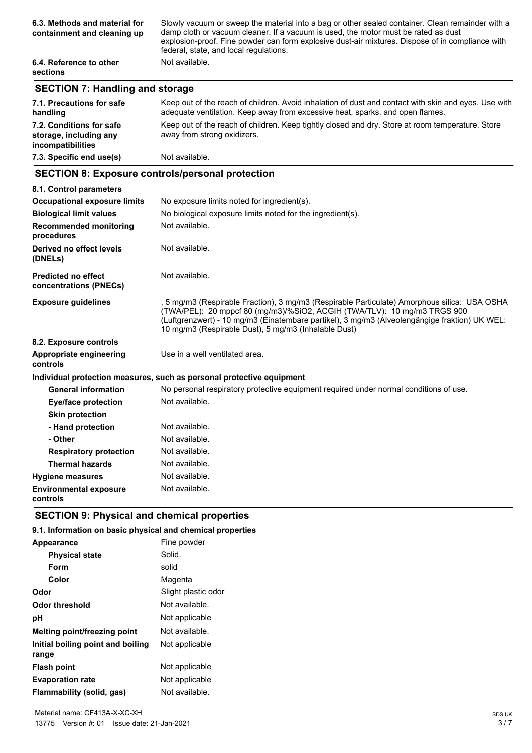| | |
|---|---|
| **6.3. Methods and material for containment and cleaning up** | Slowly vacuum or sweep the material into a bag or other sealed container. Clean remainder with a damp cloth or vacuum cleaner. If a vacuum is used, the motor must be rated as dust explosion-proof. Fine powder can form explosive dust-air mixtures. Dispose of in compliance with federal, state, and local regulations. |
| **6.4. Reference to other sections** | Not available. |

## SECTION 7: Handling and storage

| | |
|---|---|
| **7.1. Precautions for safe handling** | Keep out of the reach of children. Avoid inhalation of dust and contact with skin and eyes. Use with adequate ventilation. Keep away from excessive heat, sparks, and open flames. |
| **7.2. Conditions for safe storage, including any incompatibilities** | Keep out of the reach of children. Keep tightly closed and dry. Store at room temperature. Store away from strong oxidizers. |
| **7.3. Specific end use(s)** | Not available. |

## SECTION 8: Exposure controls/personal protection

**8.1. Control parameters**

| | |
|---|---|
| **Occupational exposure limits** | No exposure limits noted for ingredient(s). |
| **Biological limit values** | No biological exposure limits noted for the ingredient(s). |
| **Recommended monitoring procedures** | Not available. |
| **Derived no effect levels (DNELs)** | Not available. |
| **Predicted no effect concentrations (PNECs)** | Not available. |
| **Exposure guidelines** | , 5 mg/m3 (Respirable Fraction), 3 mg/m3 (Respirable Particulate) Amorphous silica: USA OSHA (TWA/PEL): 20 mppcf 80 (mg/m3)/%SiO2, ACGIH (TWA/TLV): 10 mg/m3 TRGS 900 (Luftgrenzwert) - 10 mg/m3 (Einatembare partikel), 3 mg/m3 (Alveolengängige fraktion) UK WEL: 10 mg/m3 (Respirable Dust), 5 mg/m3 (Inhalable Dust) |

**8.2. Exposure controls**

| | |
|---|---|
| **Appropriate engineering controls** | Use in a well ventilated area. |

**Individual protection measures, such as personal protective equipment**

| | |
|---|---|
| **General information** | No personal respiratory protective equipment required under normal conditions of use. |
| **Eye/face protection** | Not available. |
| **Skin protection** | |
| **- Hand protection** | Not available. |
| **- Other** | Not available. |
| **Respiratory protection** | Not available. |
| **Thermal hazards** | Not available. |
| **Hygiene measures** | Not available. |
| **Environmental exposure controls** | Not available. |

## SECTION 9: Physical and chemical properties

**9.1. Information on basic physical and chemical properties**

| | |
|---|---|
| **Appearance** | Fine powder |
| **Physical state** | Solid. |
| **Form** | solid |
| **Color** | Magenta |
| **Odor** | Slight plastic odor |
| **Odor threshold** | Not available. |
| **pH** | Not applicable |
| **Melting point/freezing point** | Not available. |
| **Initial boiling point and boiling range** | Not applicable |
| **Flash point** | Not applicable |
| **Evaporation rate** | Not applicable |
| **Flammability (solid, gas)** | Not available. |

Material name: CF413A-X-XC-XH

13775 Version #: 01 Issue date: 21-Jan-2021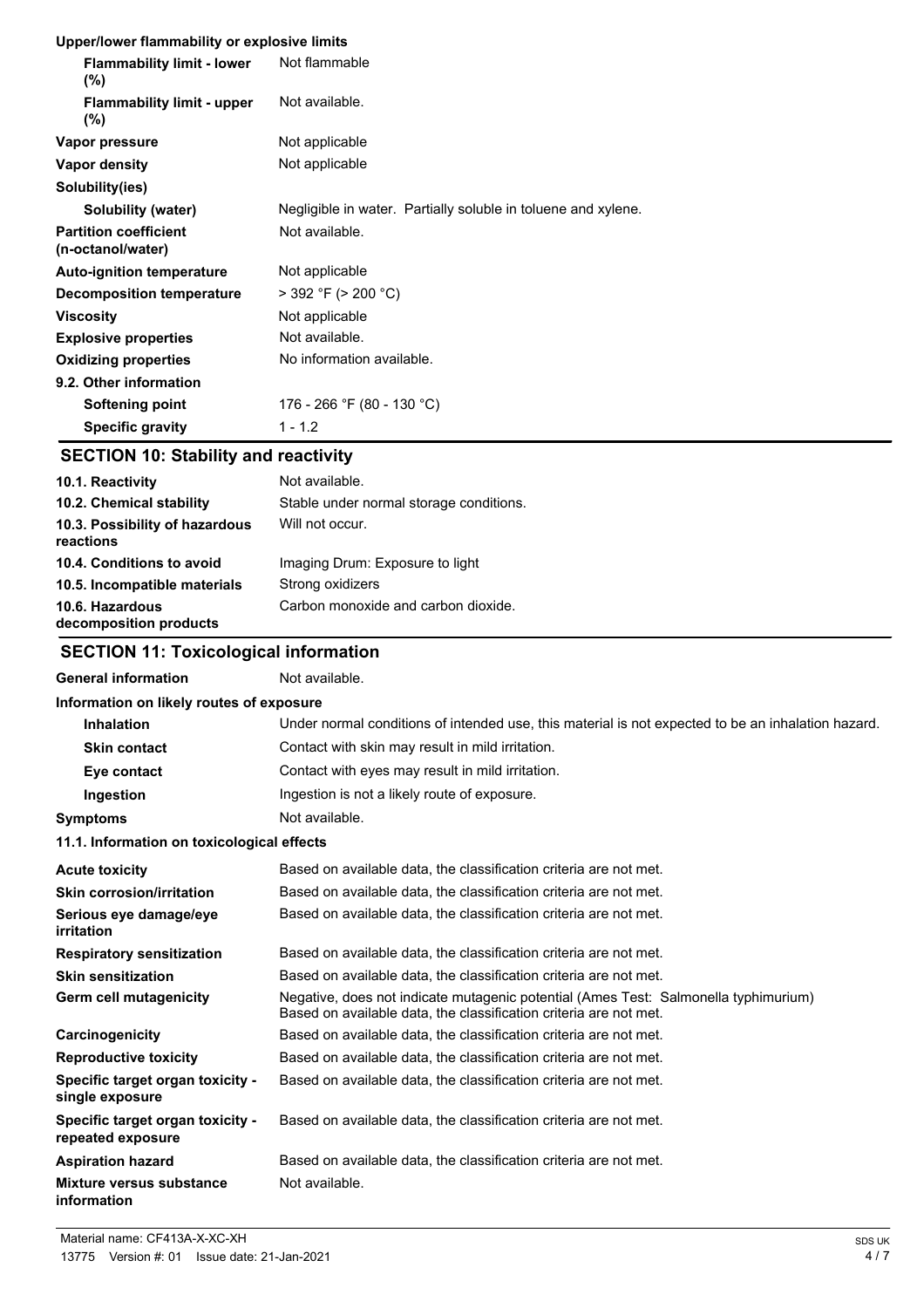**Upper/lower flammability or explosive limits**

| | |
|---|---|
| **Flammability limit - lower (%)** | Not flammable |
| **Flammability limit - upper (%)** | Not available. |
| **Vapor pressure** | Not applicable |
| **Vapor density** | Not applicable |
| **Solubility(ies)** | |
| **Solubility (water)** | Negligible in water. Partially soluble in toluene and xylene. |
| **Partition coefficient (n-octanol/water)** | Not available. |
| **Auto-ignition temperature** | Not applicable |
| **Decomposition temperature** | > 392 °F (> 200 °C) |
| **Viscosity** | Not applicable |
| **Explosive properties** | Not available. |
| **Oxidizing properties** | No information available. |

**9.2. Other information**

| | |
|---|---|
| **Softening point** | 176 - 266 °F (80 - 130 °C) |
| **Specific gravity** | 1 - 1.2 |

## SECTION 10: Stability and reactivity

| | |
|---|---|
| **10.1. Reactivity** | Not available. |
| **10.2. Chemical stability** | Stable under normal storage conditions. |
| **10.3. Possibility of hazardous reactions** | Will not occur. |
| **10.4. Conditions to avoid** | Imaging Drum: Exposure to light |
| **10.5. Incompatible materials** | Strong oxidizers |
| **10.6. Hazardous decomposition products** | Carbon monoxide and carbon dioxide. |

## SECTION 11: Toxicological information

| | |
|---|---|
| **General information** | Not available. |

**Information on likely routes of exposure**

| | |
|---|---|
| **Inhalation** | Under normal conditions of intended use, this material is not expected to be an inhalation hazard. |
| **Skin contact** | Contact with skin may result in mild irritation. |
| **Eye contact** | Contact with eyes may result in mild irritation. |
| **Ingestion** | Ingestion is not a likely route of exposure. |
| **Symptoms** | Not available. |

**11.1. Information on toxicological effects**

| | |
|---|---|
| **Acute toxicity** | Based on available data, the classification criteria are not met. |
| **Skin corrosion/irritation** | Based on available data, the classification criteria are not met. |
| **Serious eye damage/eye irritation** | Based on available data, the classification criteria are not met. |
| **Respiratory sensitization** | Based on available data, the classification criteria are not met. |
| **Skin sensitization** | Based on available data, the classification criteria are not met. |
| **Germ cell mutagenicity** | Negative, does not indicate mutagenic potential (Ames Test: Salmonella typhimurium) Based on available data, the classification criteria are not met. |
| **Carcinogenicity** | Based on available data, the classification criteria are not met. |
| **Reproductive toxicity** | Based on available data, the classification criteria are not met. |
| **Specific target organ toxicity - single exposure** | Based on available data, the classification criteria are not met. |
| **Specific target organ toxicity - repeated exposure** | Based on available data, the classification criteria are not met. |
| **Aspiration hazard** | Based on available data, the classification criteria are not met. |
| **Mixture versus substance information** | Not available. |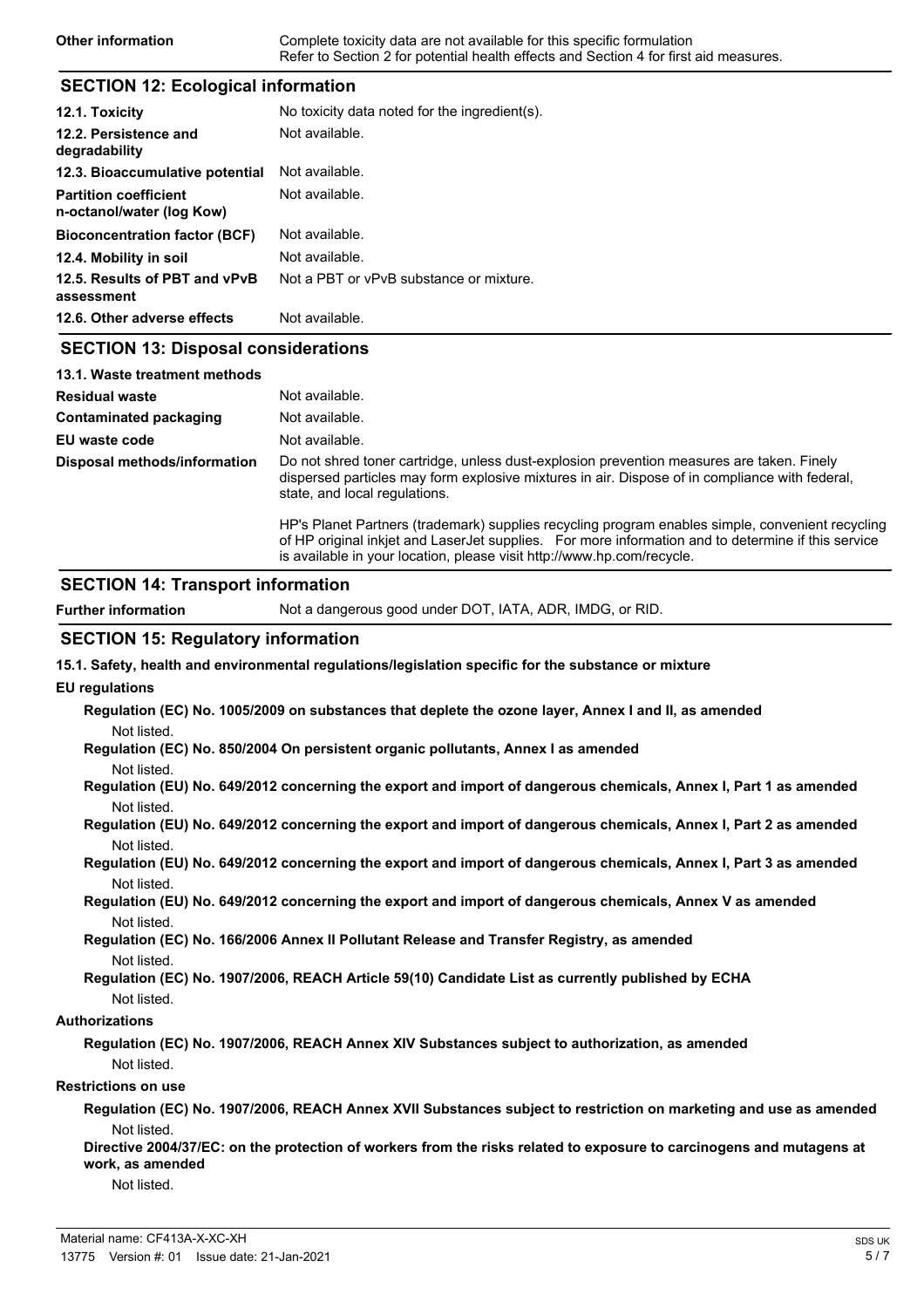| Other information | Complete toxicity data are not available for this specific formulation<br>Refer to Section 2 for potential health effects and Section 4 for first aid measures. |
|---|---|

## SECTION 12: Ecological information

| | |
|---|---|
| **12.1. Toxicity** | No toxicity data noted for the ingredient(s). |
| **12.2. Persistence and degradability** | Not available. |
| **12.3. Bioaccumulative potential** | Not available. |
| **Partition coefficient n-octanol/water (log Kow)** | Not available. |
| **Bioconcentration factor (BCF)** | Not available. |
| **12.4. Mobility in soil** | Not available. |
| **12.5. Results of PBT and vPvB assessment** | Not a PBT or vPvB substance or mixture. |
| **12.6. Other adverse effects** | Not available. |

## SECTION 13: Disposal considerations

**13.1. Waste treatment methods**

| | |
|---|---|
| **Residual waste** | Not available. |
| **Contaminated packaging** | Not available. |
| **EU waste code** | Not available. |
| **Disposal methods/information** | Do not shred toner cartridge, unless dust-explosion prevention measures are taken. Finely dispersed particles may form explosive mixtures in air. Dispose of in compliance with federal, state, and local regulations.<br><br>HP's Planet Partners (trademark) supplies recycling program enables simple, convenient recycling of HP original inkjet and LaserJet supplies. For more information and to determine if this service is available in your location, please visit http://www.hp.com/recycle. |

## SECTION 14: Transport information

| | |
|---|---|
| **Further information** | Not a dangerous good under DOT, IATA, ADR, IMDG, or RID. |

## SECTION 15: Regulatory information

**15.1. Safety, health and environmental regulations/legislation specific for the substance or mixture**

**EU regulations**

**Regulation (EC) No. 1005/2009 on substances that deplete the ozone layer, Annex I and II, as amended**

Not listed.

**Regulation (EC) No. 850/2004 On persistent organic pollutants, Annex I as amended**

Not listed.

**Regulation (EU) No. 649/2012 concerning the export and import of dangerous chemicals, Annex I, Part 1 as amended**

Not listed.

**Regulation (EU) No. 649/2012 concerning the export and import of dangerous chemicals, Annex I, Part 2 as amended**

Not listed.

**Regulation (EU) No. 649/2012 concerning the export and import of dangerous chemicals, Annex I, Part 3 as amended**

Not listed.

**Regulation (EU) No. 649/2012 concerning the export and import of dangerous chemicals, Annex V as amended**

Not listed.

**Regulation (EC) No. 166/2006 Annex II Pollutant Release and Transfer Registry, as amended**

Not listed.

**Regulation (EC) No. 1907/2006, REACH Article 59(10) Candidate List as currently published by ECHA**

Not listed.

**Authorizations**

**Regulation (EC) No. 1907/2006, REACH Annex XIV Substances subject to authorization, as amended**

Not listed.

**Restrictions on use**

**Regulation (EC) No. 1907/2006, REACH Annex XVII Substances subject to restriction on marketing and use as amended**

Not listed.

**Directive 2004/37/EC: on the protection of workers from the risks related to exposure to carcinogens and mutagens at work, as amended**

Not listed.

Material name: CF413A-X-XC-XH

13775 Version #: 01 Issue date: 21-Jan-2021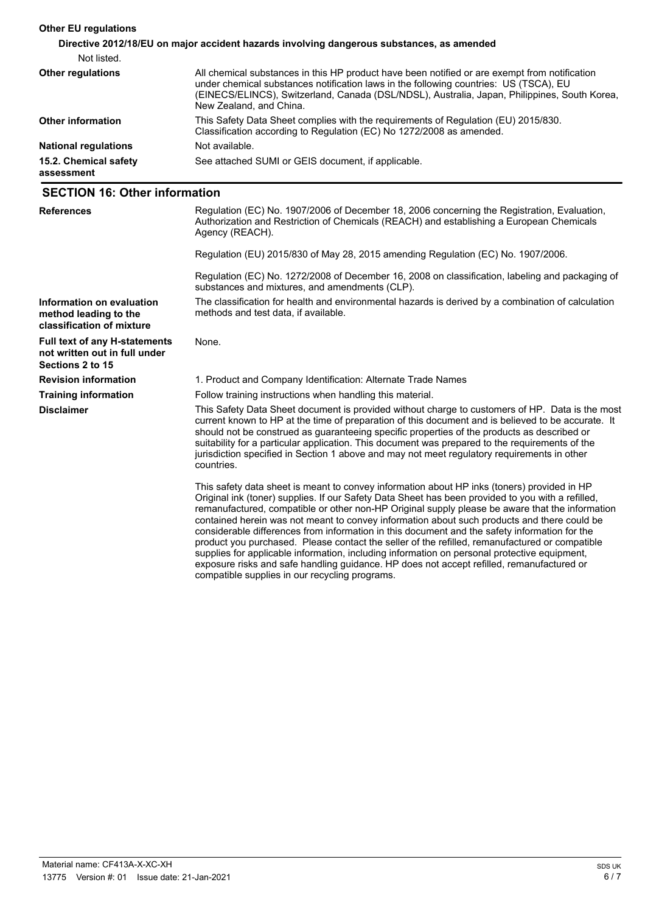**Other EU regulations**

**Directive 2012/18/EU on major accident hazards involving dangerous substances, as amended**

Not listed.

| | |
|---|---|
| **Other regulations** | All chemical substances in this HP product have been notified or are exempt from notification under chemical substances notification laws in the following countries: US (TSCA), EU (EINECS/ELINCS), Switzerland, Canada (DSL/NDSL), Australia, Japan, Philippines, South Korea, New Zealand, and China. |
| **Other information** | This Safety Data Sheet complies with the requirements of Regulation (EU) 2015/830. Classification according to Regulation (EC) No 1272/2008 as amended. |
| **National regulations** | Not available. |
| **15.2. Chemical safety assessment** | See attached SUMI or GEIS document, if applicable. |

## SECTION 16: Other information

**References**

Regulation (EC) No. 1907/2006 of December 18, 2006 concerning the Registration, Evaluation, Authorization and Restriction of Chemicals (REACH) and establishing a European Chemicals Agency (REACH).

Regulation (EU) 2015/830 of May 28, 2015 amending Regulation (EC) No. 1907/2006.

Regulation (EC) No. 1272/2008 of December 16, 2008 on classification, labeling and packaging of substances and mixtures, and amendments (CLP).

**Information on evaluation method leading to the classification of mixture**

The classification for health and environmental hazards is derived by a combination of calculation methods and test data, if available.

**Full text of any H-statements not written out in full under Sections 2 to 15**

None.

**Revision information**

1. Product and Company Identification: Alternate Trade Names

**Training information**

Follow training instructions when handling this material.

**Disclaimer**

This Safety Data Sheet document is provided without charge to customers of HP. Data is the most current known to HP at the time of preparation of this document and is believed to be accurate. It should not be construed as guaranteeing specific properties of the products as described or suitability for a particular application. This document was prepared to the requirements of the jurisdiction specified in Section 1 above and may not meet regulatory requirements in other countries.

This safety data sheet is meant to convey information about HP inks (toners) provided in HP Original ink (toner) supplies. If our Safety Data Sheet has been provided to you with a refilled, remanufactured, compatible or other non-HP Original supply please be aware that the information contained herein was not meant to convey information about such products and there could be considerable differences from information in this document and the safety information for the product you purchased. Please contact the seller of the refilled, remanufactured or compatible supplies for applicable information, including information on personal protective equipment, exposure risks and safe handling guidance. HP does not accept refilled, remanufactured or compatible supplies in our recycling programs.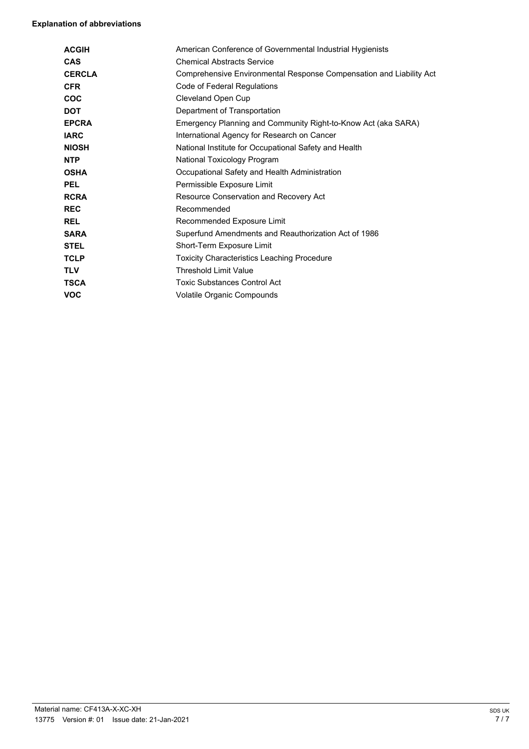**Explanation of abbreviations**

| | |
|---|---|
| **ACGIH** | American Conference of Governmental Industrial Hygienists |
| **CAS** | Chemical Abstracts Service |
| **CERCLA** | Comprehensive Environmental Response Compensation and Liability Act |
| **CFR** | Code of Federal Regulations |
| **COC** | Cleveland Open Cup |
| **DOT** | Department of Transportation |
| **EPCRA** | Emergency Planning and Community Right-to-Know Act (aka SARA) |
| **IARC** | International Agency for Research on Cancer |
| **NIOSH** | National Institute for Occupational Safety and Health |
| **NTP** | National Toxicology Program |
| **OSHA** | Occupational Safety and Health Administration |
| **PEL** | Permissible Exposure Limit |
| **RCRA** | Resource Conservation and Recovery Act |
| **REC** | Recommended |
| **REL** | Recommended Exposure Limit |
| **SARA** | Superfund Amendments and Reauthorization Act of 1986 |
| **STEL** | Short-Term Exposure Limit |
| **TCLP** | Toxicity Characteristics Leaching Procedure |
| **TLV** | Threshold Limit Value |
| **TSCA** | Toxic Substances Control Act |
| **VOC** | Volatile Organic Compounds |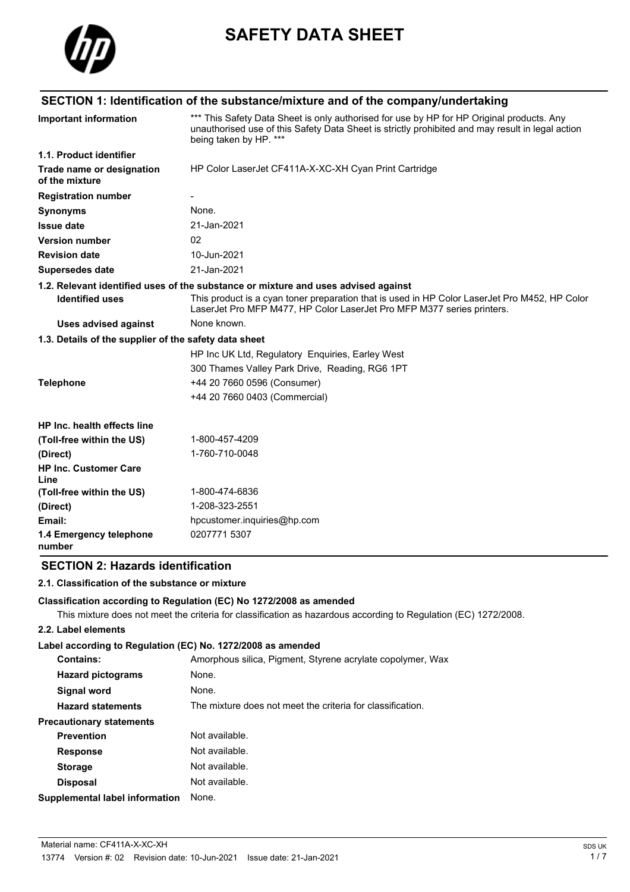# SAFETY DATA SHEET

## SECTION 1: Identification of the substance/mixture and of the company/undertaking

| | |
|---|---|
| **Important information** | *** This Safety Data Sheet is only authorised for use by HP for HP Original products. Any unauthorised use of this Safety Data Sheet is strictly prohibited and may result in legal action being taken by HP. *** |
| **1.1. Product identifier** | |
| **Trade name or designation of the mixture** | HP Color LaserJet CF411A-X-XC-XH Cyan Print Cartridge |
| **Registration number** | - |
| **Synonyms** | None. |
| **Issue date** | 21-Jan-2021 |
| **Version number** | 02 |
| **Revision date** | 10-Jun-2021 |
| **Supersedes date** | 21-Jan-2021 |

**1.2. Relevant identified uses of the substance or mixture and uses advised against**

| | |
|---|---|
| **Identified uses** | This product is a cyan toner preparation that is used in HP Color LaserJet Pro M452, HP Color LaserJet Pro MFP M477, HP Color LaserJet Pro MFP M377 series printers. |
| **Uses advised against** | None known. |

**1.3. Details of the supplier of the safety data sheet**

| | |
|---|---|
| | HP Inc UK Ltd, Regulatory Enquiries, Earley West |
| | 300 Thames Valley Park Drive, Reading, RG6 1PT |
| **Telephone** | +44 20 7660 0596 (Consumer) |
| | +44 20 7660 0403 (Commercial) |
| **HP Inc. health effects line** | |
| **(Toll-free within the US)** | 1-800-457-4209 |
| **(Direct)** | 1-760-710-0048 |
| **HP Inc. Customer Care Line** | |
| **(Toll-free within the US)** | 1-800-474-6836 |
| **(Direct)** | 1-208-323-2551 |
| **Email:** | hpcustomer.inquiries@hp.com |
| **1.4 Emergency telephone number** | 0207771 5307 |

## SECTION 2: Hazards identification

**2.1. Classification of the substance or mixture**

**Classification according to Regulation (EC) No 1272/2008 as amended**

This mixture does not meet the criteria for classification as hazardous according to Regulation (EC) 1272/2008.

**2.2. Label elements**

**Label according to Regulation (EC) No. 1272/2008 as amended**

| | |
|---|---|
| **Contains:** | Amorphous silica, Pigment, Styrene acrylate copolymer, Wax |
| **Hazard pictograms** | None. |
| **Signal word** | None. |
| **Hazard statements** | The mixture does not meet the criteria for classification. |
| **Precautionary statements** | |
| **Prevention** | Not available. |
| **Response** | Not available. |
| **Storage** | Not available. |
| **Disposal** | Not available. |
| **Supplemental label information** | None. |

Material name: CF411A-X-XC-XH

13774 Version #: 02 Revision date: 10-Jun-2021 Issue date: 21-Jan-2021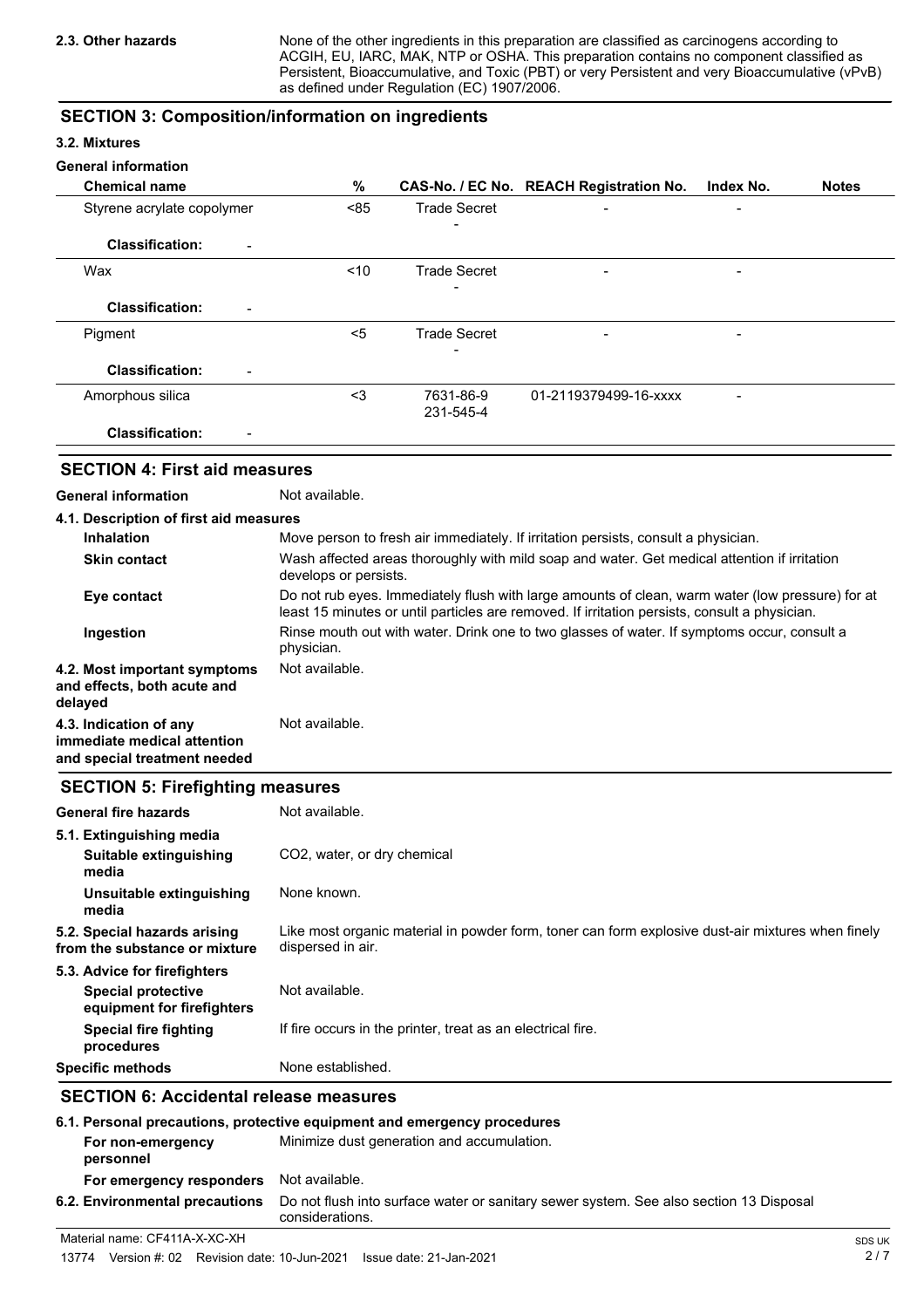**2.3. Other hazards** None of the other ingredients in this preparation are classified as carcinogens according to ACGIH, EU, IARC, MAK, NTP or OSHA. This preparation contains no component classified as Persistent, Bioaccumulative, and Toxic (PBT) or very Persistent and very Bioaccumulative (vPvB) as defined under Regulation (EC) 1907/2006.

## SECTION 3: Composition/information on ingredients

### 3.2. Mixtures

**General information**

| Chemical name | % | CAS-No. / EC No. | REACH Registration No. | Index No. | Notes |
|---|---|---|---|---|---|
| Styrene acrylate copolymer | <85 | Trade Secret<br>- | - | - | |
| **Classification:** - | | | | | |
| Wax | <10 | Trade Secret<br>- | - | - | |
| **Classification:** - | | | | | |
| Pigment | <5 | Trade Secret<br>- | - | - | |
| **Classification:** - | | | | | |
| Amorphous silica | <3 | 7631-86-9<br>231-545-4 | 01-2119379499-16-xxxx | - | |
| **Classification:** - | | | | | |

## SECTION 4: First aid measures

**General information** Not available.

**4.1. Description of first aid measures**

- **Inhalation** Move person to fresh air immediately. If irritation persists, consult a physician.
- **Skin contact** Wash affected areas thoroughly with mild soap and water. Get medical attention if irritation develops or persists.
- **Eye contact** Do not rub eyes. Immediately flush with large amounts of clean, warm water (low pressure) for at least 15 minutes or until particles are removed. If irritation persists, consult a physician.
- **Ingestion** Rinse mouth out with water. Drink one to two glasses of water. If symptoms occur, consult a physician.

**4.2. Most important symptoms and effects, both acute and delayed** Not available.

**4.3. Indication of any immediate medical attention and special treatment needed** Not available.

## SECTION 5: Firefighting measures

**General fire hazards** Not available.

**5.1. Extinguishing media**

- **Suitable extinguishing media** $CO_2$, water, or dry chemical
- **Unsuitable extinguishing media** None known.

**5.2. Special hazards arising from the substance or mixture** Like most organic material in powder form, toner can form explosive dust-air mixtures when finely dispersed in air.

**5.3. Advice for firefighters**

- **Special protective equipment for firefighters** Not available.
- **Special fire fighting procedures** If fire occurs in the printer, treat as an electrical fire.

**Specific methods** None established.

## SECTION 6: Accidental release measures

**6.1. Personal precautions, protective equipment and emergency procedures**

- **For non-emergency personnel** Minimize dust generation and accumulation.
- **For emergency responders** Not available.

**6.2. Environmental precautions** Do not flush into surface water or sanitary sewer system. See also section 13 Disposal considerations.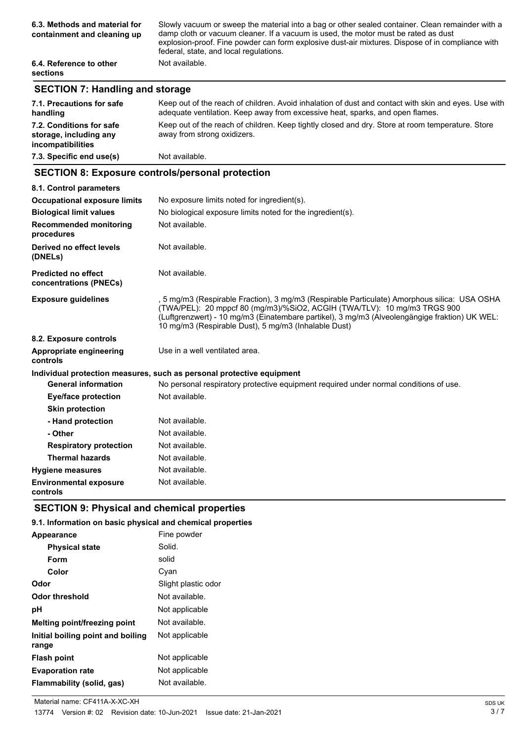| | |
|---|---|
| **6.3. Methods and material for containment and cleaning up** | Slowly vacuum or sweep the material into a bag or other sealed container. Clean remainder with a damp cloth or vacuum cleaner. If a vacuum is used, the motor must be rated as dust explosion-proof. Fine powder can form explosive dust-air mixtures. Dispose of in compliance with federal, state, and local regulations. |
| **6.4. Reference to other sections** | Not available. |

## SECTION 7: Handling and storage

| | |
|---|---|
| **7.1. Precautions for safe handling** | Keep out of the reach of children. Avoid inhalation of dust and contact with skin and eyes. Use with adequate ventilation. Keep away from excessive heat, sparks, and open flames. |
| **7.2. Conditions for safe storage, including any incompatibilities** | Keep out of the reach of children. Keep tightly closed and dry. Store at room temperature. Store away from strong oxidizers. |
| **7.3. Specific end use(s)** | Not available. |

## SECTION 8: Exposure controls/personal protection

| | |
|---|---|
| **8.1. Control parameters** | |
| **Occupational exposure limits** | No exposure limits noted for ingredient(s). |
| **Biological limit values** | No biological exposure limits noted for the ingredient(s). |
| **Recommended monitoring procedures** | Not available. |
| **Derived no effect levels (DNELs)** | Not available. |
| **Predicted no effect concentrations (PNECs)** | Not available. |
| **Exposure guidelines** | , 5 mg/m3 (Respirable Fraction), 3 mg/m3 (Respirable Particulate) Amorphous silica: USA OSHA (TWA/PEL): 20 mppcf 80 (mg/m3)/%SiO2, ACGIH (TWA/TLV): 10 mg/m3 TRGS 900 (Luftgrenzwert) - 10 mg/m3 (Einatembare partikel), 3 mg/m3 (Alveolengängige fraktion) UK WEL: 10 mg/m3 (Respirable Dust), 5 mg/m3 (Inhalable Dust) |
| **8.2. Exposure controls** | |
| **Appropriate engineering controls** | Use in a well ventilated area. |
| **Individual protection measures, such as personal protective equipment** | |
| **General information** | No personal respiratory protective equipment required under normal conditions of use. |
| **Eye/face protection** | Not available. |
| **Skin protection** | |
| **- Hand protection** | Not available. |
| **- Other** | Not available. |
| **Respiratory protection** | Not available. |
| **Thermal hazards** | Not available. |
| **Hygiene measures** | Not available. |
| **Environmental exposure controls** | Not available. |

## SECTION 9: Physical and chemical properties

| | |
|---|---|
| **9.1. Information on basic physical and chemical properties** | |
| **Appearance** | Fine powder |
| **Physical state** | Solid. |
| **Form** | solid |
| **Color** | Cyan |
| **Odor** | Slight plastic odor |
| **Odor threshold** | Not available. |
| **pH** | Not applicable |
| **Melting point/freezing point** | Not available. |
| **Initial boiling point and boiling range** | Not applicable |
| **Flash point** | Not applicable |
| **Evaporation rate** | Not applicable |
| **Flammability (solid, gas)** | Not available. |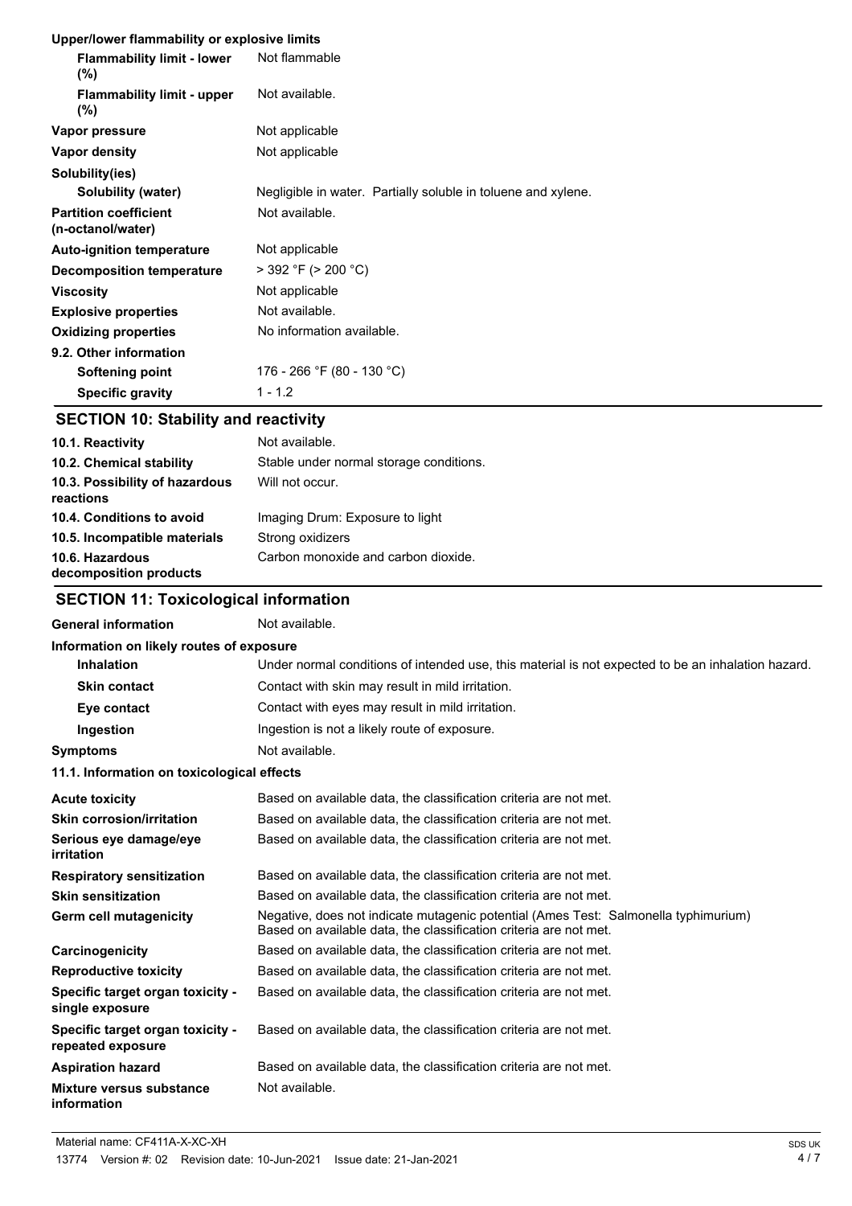**Upper/lower flammability or explosive limits**

| | |
|---|---|
| **Flammability limit - lower (%)** | Not flammable |
| **Flammability limit - upper (%)** | Not available. |
| **Vapor pressure** | Not applicable |
| **Vapor density** | Not applicable |
| **Solubility(ies)** | |
| **Solubility (water)** | Negligible in water. Partially soluble in toluene and xylene. |
| **Partition coefficient (n-octanol/water)** | Not available. |
| **Auto-ignition temperature** | Not applicable |
| **Decomposition temperature** | > 392 °F (> 200 °C) |
| **Viscosity** | Not applicable |
| **Explosive properties** | Not available. |
| **Oxidizing properties** | No information available. |
| **9.2. Other information** | |
| **Softening point** | 176 - 266 °F (80 - 130 °C) |
| **Specific gravity** | 1 - 1.2 |

## SECTION 10: Stability and reactivity

| | |
|---|---|
| **10.1. Reactivity** | Not available. |
| **10.2. Chemical stability** | Stable under normal storage conditions. |
| **10.3. Possibility of hazardous reactions** | Will not occur. |
| **10.4. Conditions to avoid** | Imaging Drum: Exposure to light |
| **10.5. Incompatible materials** | Strong oxidizers |
| **10.6. Hazardous decomposition products** | Carbon monoxide and carbon dioxide. |

## SECTION 11: Toxicological information

| | |
|---|---|
| **General information** | Not available. |

**Information on likely routes of exposure**

| | |
|---|---|
| **Inhalation** | Under normal conditions of intended use, this material is not expected to be an inhalation hazard. |
| **Skin contact** | Contact with skin may result in mild irritation. |
| **Eye contact** | Contact with eyes may result in mild irritation. |
| **Ingestion** | Ingestion is not a likely route of exposure. |
| **Symptoms** | Not available. |

**11.1. Information on toxicological effects**

| | |
|---|---|
| **Acute toxicity** | Based on available data, the classification criteria are not met. |
| **Skin corrosion/irritation** | Based on available data, the classification criteria are not met. |
| **Serious eye damage/eye irritation** | Based on available data, the classification criteria are not met. |
| **Respiratory sensitization** | Based on available data, the classification criteria are not met. |
| **Skin sensitization** | Based on available data, the classification criteria are not met. |
| **Germ cell mutagenicity** | Negative, does not indicate mutagenic potential (Ames Test: Salmonella typhimurium) Based on available data, the classification criteria are not met. |
| **Carcinogenicity** | Based on available data, the classification criteria are not met. |
| **Reproductive toxicity** | Based on available data, the classification criteria are not met. |
| **Specific target organ toxicity - single exposure** | Based on available data, the classification criteria are not met. |
| **Specific target organ toxicity - repeated exposure** | Based on available data, the classification criteria are not met. |
| **Aspiration hazard** | Based on available data, the classification criteria are not met. |
| **Mixture versus substance information** | Not available. |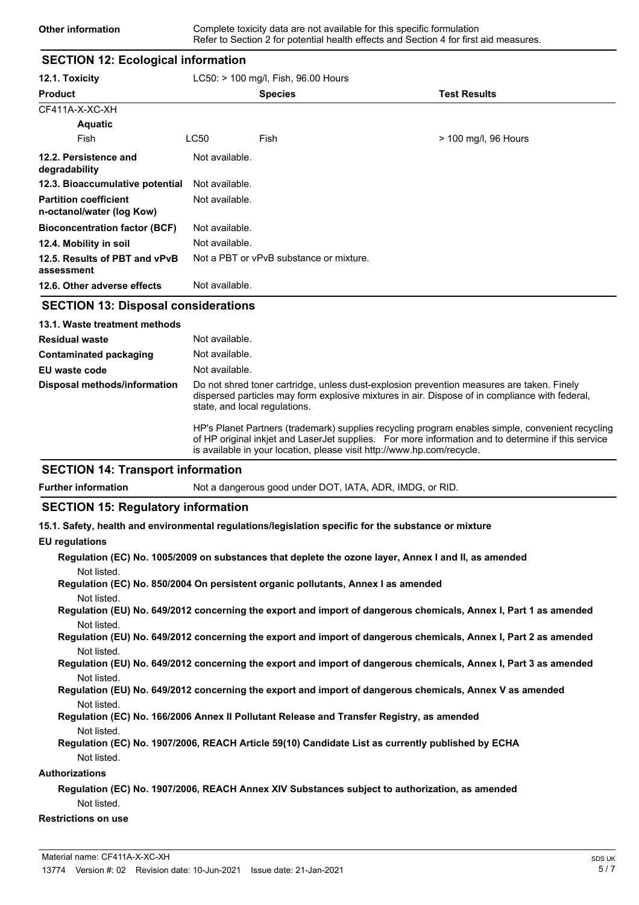| | |
|---|---|
| **Other information** | Complete toxicity data are not available for this specific formulation<br>Refer to Section 2 for potential health effects and Section 4 for first aid measures. |

## SECTION 12: Ecological information

**12.1. Toxicity** LC50: > 100 mg/l, Fish, 96.00 Hours

| Product | | Species | Test Results |
|---|---|---|---|
| CF411A-X-XC-XH | | | |
| **Aquatic** | | | |
| Fish | LC50 | Fish | > 100 mg/l, 96 Hours |

| | |
|---|---|
| **12.2. Persistence and degradability** | Not available. |
| **12.3. Bioaccumulative potential** | Not available. |
| **Partition coefficient n-octanol/water (log Kow)** | Not available. |
| **Bioconcentration factor (BCF)** | Not available. |
| **12.4. Mobility in soil** | Not available. |
| **12.5. Results of PBT and vPvB assessment** | Not a PBT or vPvB substance or mixture. |
| **12.6. Other adverse effects** | Not available. |

## SECTION 13: Disposal considerations

**13.1. Waste treatment methods**

| | |
|---|---|
| **Residual waste** | Not available. |
| **Contaminated packaging** | Not available. |
| **EU waste code** | Not available. |
| **Disposal methods/information** | Do not shred toner cartridge, unless dust-explosion prevention measures are taken. Finely dispersed particles may form explosive mixtures in air. Dispose of in compliance with federal, state, and local regulations.<br><br>HP's Planet Partners (trademark) supplies recycling program enables simple, convenient recycling of HP original inkjet and LaserJet supplies. For more information and to determine if this service is available in your location, please visit http://www.hp.com/recycle. |

## SECTION 14: Transport information

**Further information** Not a dangerous good under DOT, IATA, ADR, IMDG, or RID.

## SECTION 15: Regulatory information

**15.1. Safety, health and environmental regulations/legislation specific for the substance or mixture**

**EU regulations**

**Regulation (EC) No. 1005/2009 on substances that deplete the ozone layer, Annex I and II, as amended**
Not listed.

**Regulation (EC) No. 850/2004 On persistent organic pollutants, Annex I as amended**
Not listed.

**Regulation (EU) No. 649/2012 concerning the export and import of dangerous chemicals, Annex I, Part 1 as amended**
Not listed.

**Regulation (EU) No. 649/2012 concerning the export and import of dangerous chemicals, Annex I, Part 2 as amended**
Not listed.

**Regulation (EU) No. 649/2012 concerning the export and import of dangerous chemicals, Annex I, Part 3 as amended**
Not listed.

**Regulation (EU) No. 649/2012 concerning the export and import of dangerous chemicals, Annex V as amended**
Not listed.

**Regulation (EC) No. 166/2006 Annex II Pollutant Release and Transfer Registry, as amended**
Not listed.

**Regulation (EC) No. 1907/2006, REACH Article 59(10) Candidate List as currently published by ECHA**
Not listed.

**Authorizations**

**Regulation (EC) No. 1907/2006, REACH Annex XIV Substances subject to authorization, as amended**
Not listed.

**Restrictions on use**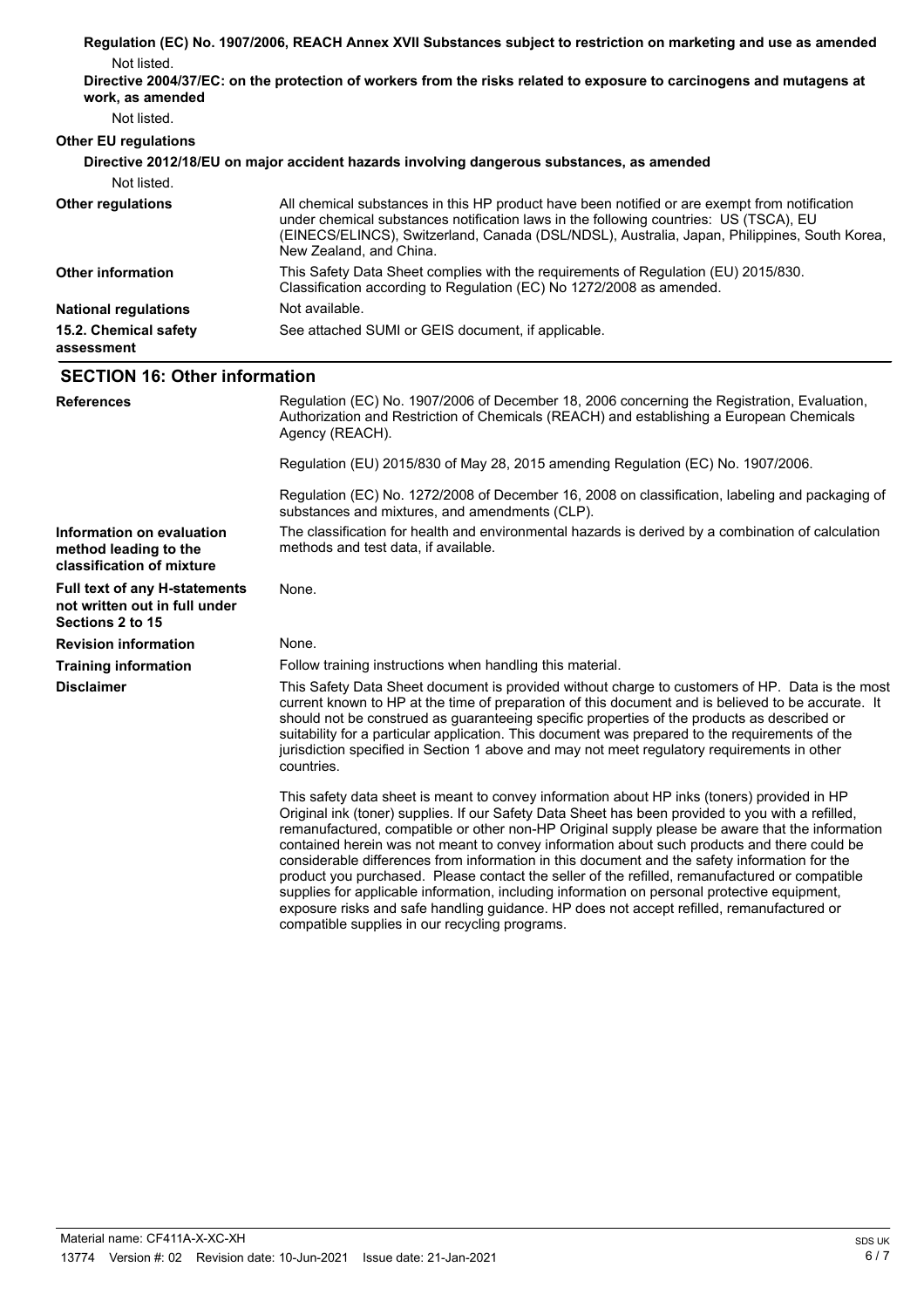**Regulation (EC) No. 1907/2006, REACH Annex XVII Substances subject to restriction on marketing and use as amended**

Not listed.

**Directive 2004/37/EC: on the protection of workers from the risks related to exposure to carcinogens and mutagens at work, as amended**

Not listed.

**Other EU regulations**

**Directive 2012/18/EU on major accident hazards involving dangerous substances, as amended**

Not listed.

**Other regulations** All chemical substances in this HP product have been notified or are exempt from notification under chemical substances notification laws in the following countries: US (TSCA), EU (EINECS/ELINCS), Switzerland, Canada (DSL/NDSL), Australia, Japan, Philippines, South Korea, New Zealand, and China.

**Other information** This Safety Data Sheet complies with the requirements of Regulation (EU) 2015/830. Classification according to Regulation (EC) No 1272/2008 as amended.

**National regulations** Not available.

**15.2. Chemical safety assessment** See attached SUMI or GEIS document, if applicable.

## SECTION 16: Other information

**References** Regulation (EC) No. 1907/2006 of December 18, 2006 concerning the Registration, Evaluation, Authorization and Restriction of Chemicals (REACH) and establishing a European Chemicals Agency (REACH).

Regulation (EU) 2015/830 of May 28, 2015 amending Regulation (EC) No. 1907/2006.

Regulation (EC) No. 1272/2008 of December 16, 2008 on classification, labeling and packaging of substances and mixtures, and amendments (CLP).

**Information on evaluation method leading to the classification of mixture** The classification for health and environmental hazards is derived by a combination of calculation methods and test data, if available.

**Full text of any H-statements not written out in full under Sections 2 to 15** None.

**Revision information** None.

**Training information** Follow training instructions when handling this material.

**Disclaimer** This Safety Data Sheet document is provided without charge to customers of HP. Data is the most current known to HP at the time of preparation of this document and is believed to be accurate. It should not be construed as guaranteeing specific properties of the products as described or suitability for a particular application. This document was prepared to the requirements of the jurisdiction specified in Section 1 above and may not meet regulatory requirements in other countries.

This safety data sheet is meant to convey information about HP inks (toners) provided in HP Original ink (toner) supplies. If our Safety Data Sheet has been provided to you with a refilled, remanufactured, compatible or other non-HP Original supply please be aware that the information contained herein was not meant to convey information about such products and there could be considerable differences from information in this document and the safety information for the product you purchased. Please contact the seller of the refilled, remanufactured or compatible supplies for applicable information, including information on personal protective equipment, exposure risks and safe handling guidance. HP does not accept refilled, remanufactured or compatible supplies in our recycling programs.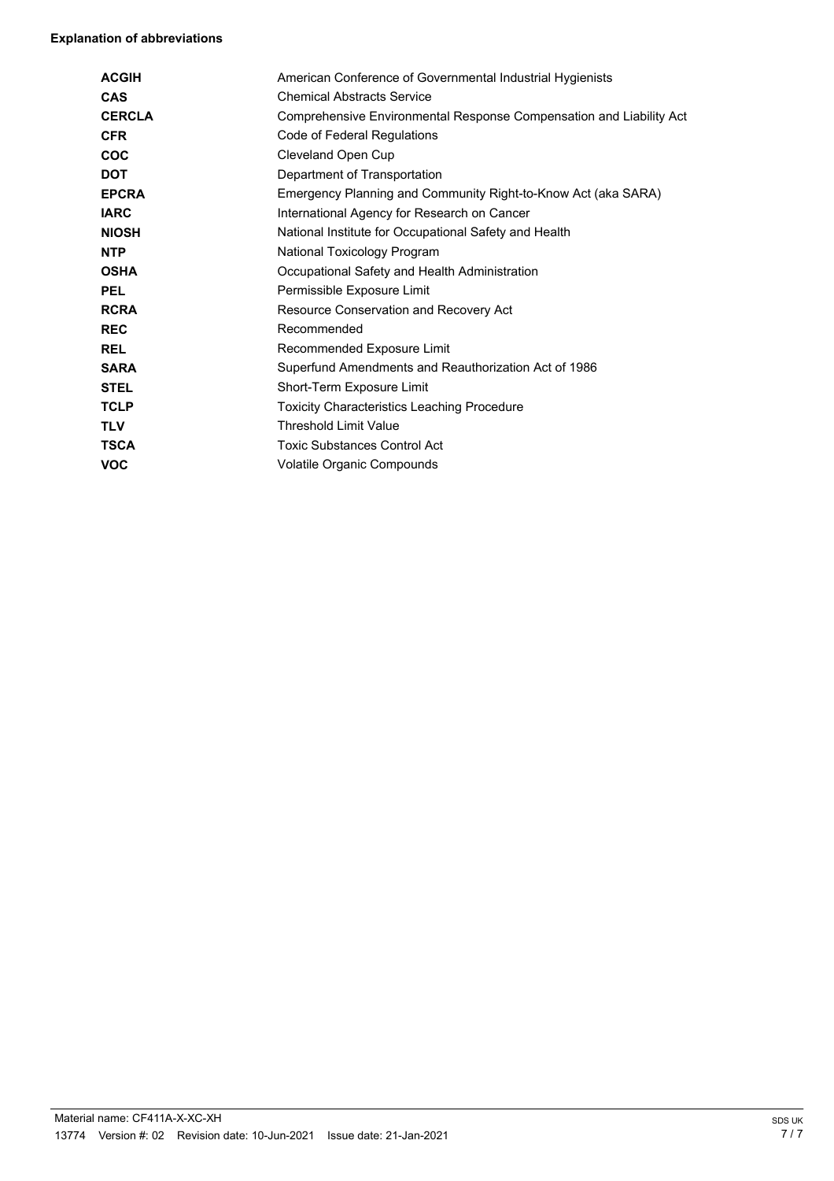**Explanation of abbreviations**

| | |
|---|---|
| **ACGIH** | American Conference of Governmental Industrial Hygienists |
| **CAS** | Chemical Abstracts Service |
| **CERCLA** | Comprehensive Environmental Response Compensation and Liability Act |
| **CFR** | Code of Federal Regulations |
| **COC** | Cleveland Open Cup |
| **DOT** | Department of Transportation |
| **EPCRA** | Emergency Planning and Community Right-to-Know Act (aka SARA) |
| **IARC** | International Agency for Research on Cancer |
| **NIOSH** | National Institute for Occupational Safety and Health |
| **NTP** | National Toxicology Program |
| **OSHA** | Occupational Safety and Health Administration |
| **PEL** | Permissible Exposure Limit |
| **RCRA** | Resource Conservation and Recovery Act |
| **REC** | Recommended |
| **REL** | Recommended Exposure Limit |
| **SARA** | Superfund Amendments and Reauthorization Act of 1986 |
| **STEL** | Short-Term Exposure Limit |
| **TCLP** | Toxicity Characteristics Leaching Procedure |
| **TLV** | Threshold Limit Value |
| **TSCA** | Toxic Substances Control Act |
| **VOC** | Volatile Organic Compounds |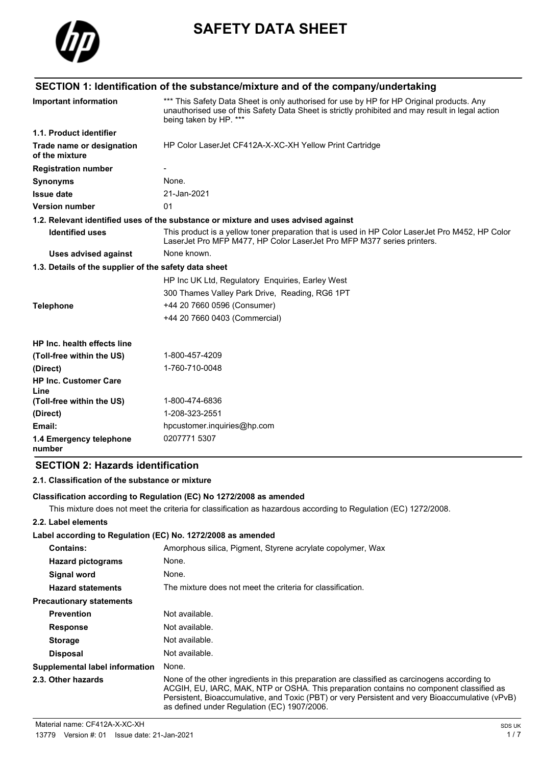# SAFETY DATA SHEET

## SECTION 1: Identification of the substance/mixture and of the company/undertaking

| | |
|---|---|
| **Important information** | *** This Safety Data Sheet is only authorised for use by HP for HP Original products. Any unauthorised use of this Safety Data Sheet is strictly prohibited and may result in legal action being taken by HP. *** |
| **1.1. Product identifier** | |
| **Trade name or designation of the mixture** | HP Color LaserJet CF412A-X-XC-XH Yellow Print Cartridge |
| **Registration number** | - |
| **Synonyms** | None. |
| **Issue date** | 21-Jan-2021 |
| **Version number** | 01 |

**1.2. Relevant identified uses of the substance or mixture and uses advised against**

| | |
|---|---|
| **Identified uses** | This product is a yellow toner preparation that is used in HP Color LaserJet Pro M452, HP Color LaserJet Pro MFP M477, HP Color LaserJet Pro MFP M377 series printers. |
| **Uses advised against** | None known. |

**1.3. Details of the supplier of the safety data sheet**

HP Inc UK Ltd, Regulatory Enquiries, Earley West
300 Thames Valley Park Drive, Reading, RG6 1PT

| | |
|---|---|
| **Telephone** | +44 20 7660 0596 (Consumer)<br>+44 20 7660 0403 (Commercial) |
| **HP Inc. health effects line** | |
| **(Toll-free within the US)** | 1-800-457-4209 |
| **(Direct)** | 1-760-710-0048 |
| **HP Inc. Customer Care Line** | |
| **(Toll-free within the US)** | 1-800-474-6836 |
| **(Direct)** | 1-208-323-2551 |
| **Email:** | hpcustomer.inquiries@hp.com |
| **1.4 Emergency telephone number** | 0207771 5307 |

## SECTION 2: Hazards identification

**2.1. Classification of the substance or mixture**

**Classification according to Regulation (EC) No 1272/2008 as amended**

This mixture does not meet the criteria for classification as hazardous according to Regulation (EC) 1272/2008.

**2.2. Label elements**

**Label according to Regulation (EC) No. 1272/2008 as amended**

| | |
|---|---|
| **Contains:** | Amorphous silica, Pigment, Styrene acrylate copolymer, Wax |
| **Hazard pictograms** | None. |
| **Signal word** | None. |
| **Hazard statements** | The mixture does not meet the criteria for classification. |
| **Precautionary statements** | |
| **Prevention** | Not available. |
| **Response** | Not available. |
| **Storage** | Not available. |
| **Disposal** | Not available. |
| **Supplemental label information** | None. |
| **2.3. Other hazards** | None of the other ingredients in this preparation are classified as carcinogens according to ACGIH, EU, IARC, MAK, NTP or OSHA. This preparation contains no component classified as Persistent, Bioaccumulative, and Toxic (PBT) or very Persistent and very Bioaccumulative (vPvB) as defined under Regulation (EC) 1907/2006. |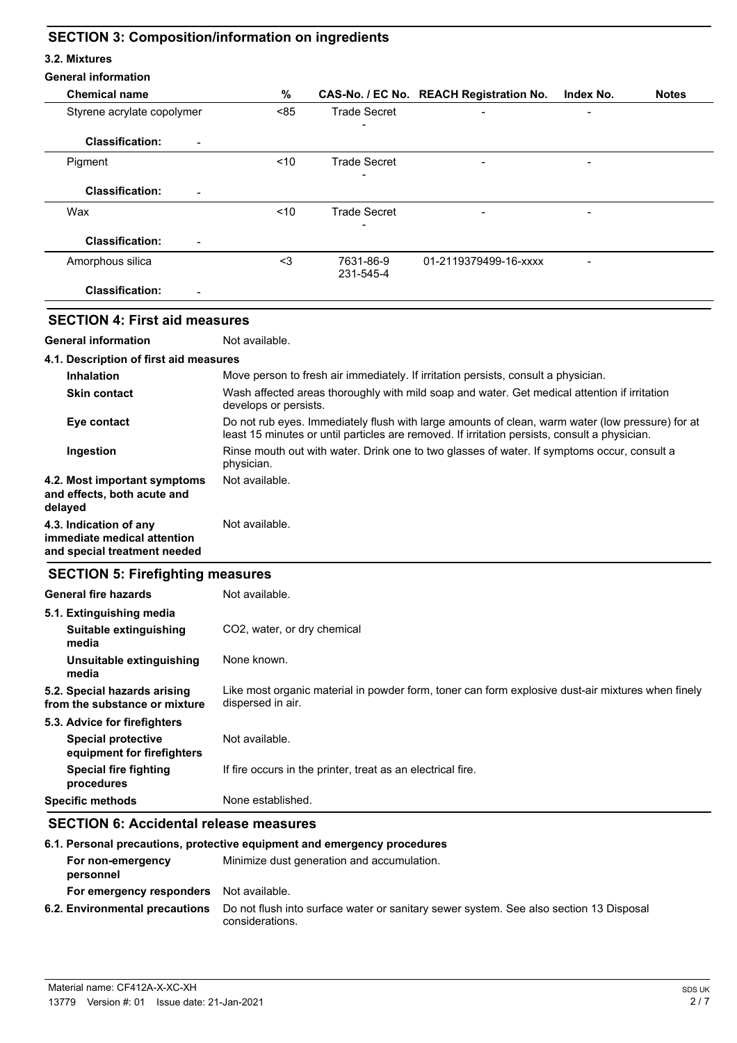## SECTION 3: Composition/information on ingredients

### 3.2. Mixtures

**General information**

| Chemical name | % | CAS-No. / EC No. | REACH Registration No. | Index No. | Notes |
|---|---|---|---|---|---|
| Styrene acrylate copolymer | <85 | Trade Secret<br>- | - | - | |
| **Classification:** - | | | | | |
| Pigment | <10 | Trade Secret<br>- | - | - | |
| **Classification:** - | | | | | |
| Wax | <10 | Trade Secret<br>- | - | - | |
| **Classification:** - | | | | | |
| Amorphous silica | <3 | 7631-86-9<br>231-545-4 | 01-2119379499-16-xxxx | - | |
| **Classification:** - | | | | | |

## SECTION 4: First aid measures

**General information** Not available.

### 4.1. Description of first aid measures

**Inhalation** Move person to fresh air immediately. If irritation persists, consult a physician.

**Skin contact** Wash affected areas thoroughly with mild soap and water. Get medical attention if irritation develops or persists.

**Eye contact** Do not rub eyes. Immediately flush with large amounts of clean, warm water (low pressure) for at least 15 minutes or until particles are removed. If irritation persists, consult a physician.

**Ingestion** Rinse mouth out with water. Drink one to two glasses of water. If symptoms occur, consult a physician.

**4.2. Most important symptoms and effects, both acute and delayed** Not available.

**4.3. Indication of any immediate medical attention and special treatment needed** Not available.

## SECTION 5: Firefighting measures

**General fire hazards** Not available.

### 5.1. Extinguishing media

**Suitable extinguishing media** $CO_2$, water, or dry chemical

**Unsuitable extinguishing media** None known.

**5.2. Special hazards arising from the substance or mixture** Like most organic material in powder form, toner can form explosive dust-air mixtures when finely dispersed in air.

### 5.3. Advice for firefighters

**Special protective equipment for firefighters** Not available.

**Special fire fighting procedures** If fire occurs in the printer, treat as an electrical fire.

**Specific methods** None established.

## SECTION 6: Accidental release measures

### 6.1. Personal precautions, protective equipment and emergency procedures

**For non-emergency personnel** Minimize dust generation and accumulation.

**For emergency responders** Not available.

**6.2. Environmental precautions** Do not flush into surface water or sanitary sewer system. See also section 13 Disposal considerations.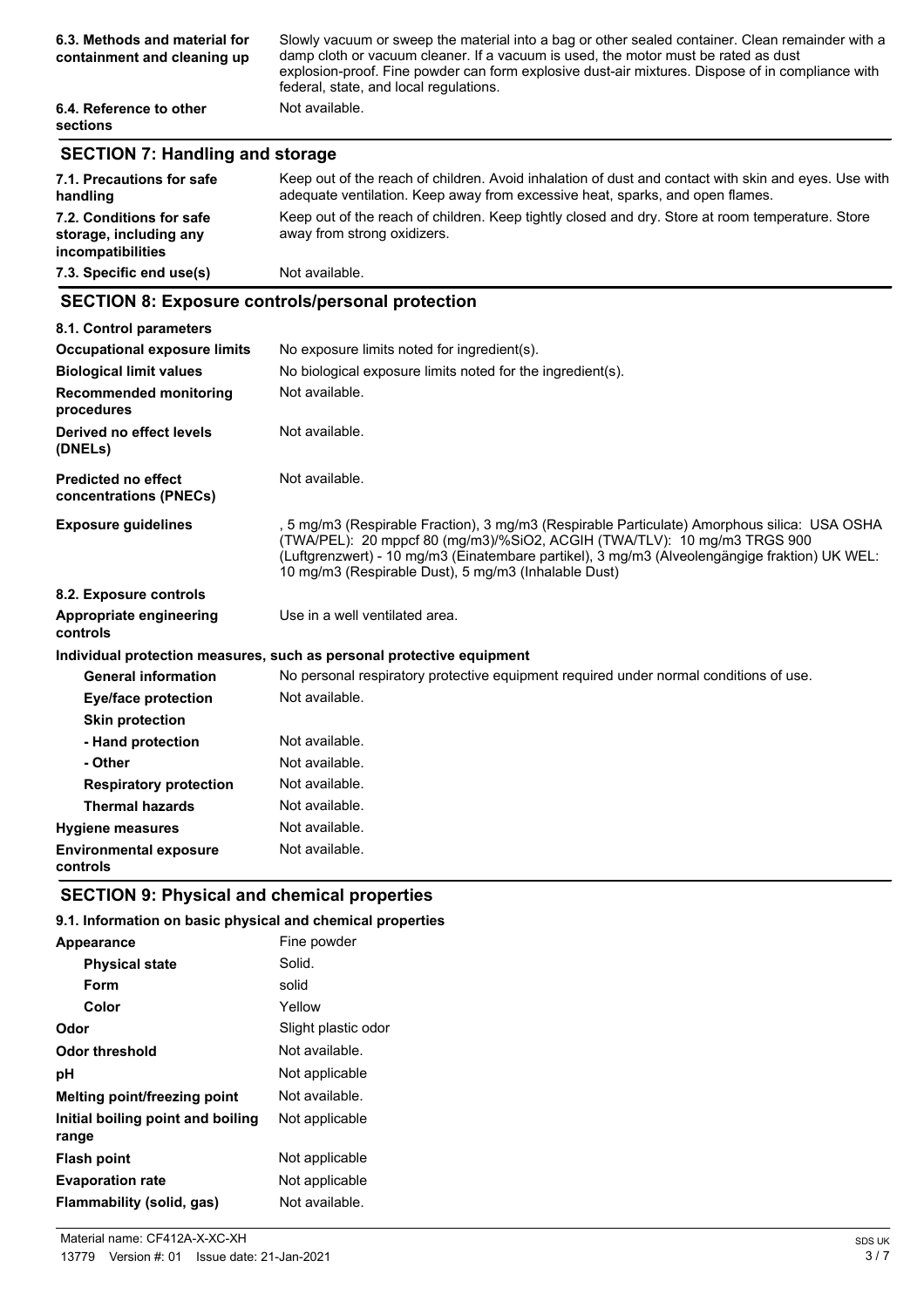| | |
|---|---|
| **6.3. Methods and material for containment and cleaning up** | Slowly vacuum or sweep the material into a bag or other sealed container. Clean remainder with a damp cloth or vacuum cleaner. If a vacuum is used, the motor must be rated as dust explosion-proof. Fine powder can form explosive dust-air mixtures. Dispose of in compliance with federal, state, and local regulations. |
| **6.4. Reference to other sections** | Not available. |

## SECTION 7: Handling and storage

| | |
|---|---|
| **7.1. Precautions for safe handling** | Keep out of the reach of children. Avoid inhalation of dust and contact with skin and eyes. Use with adequate ventilation. Keep away from excessive heat, sparks, and open flames. |
| **7.2. Conditions for safe storage, including any incompatibilities** | Keep out of the reach of children. Keep tightly closed and dry. Store at room temperature. Store away from strong oxidizers. |
| **7.3. Specific end use(s)** | Not available. |

## SECTION 8: Exposure controls/personal protection

**8.1. Control parameters**

| | |
|---|---|
| **Occupational exposure limits** | No exposure limits noted for ingredient(s). |
| **Biological limit values** | No biological exposure limits noted for the ingredient(s). |
| **Recommended monitoring procedures** | Not available. |
| **Derived no effect levels (DNELs)** | Not available. |
| **Predicted no effect concentrations (PNECs)** | Not available. |
| **Exposure guidelines** | , 5 mg/m3 (Respirable Fraction), 3 mg/m3 (Respirable Particulate) Amorphous silica: USA OSHA (TWA/PEL): 20 mppcf 80 (mg/m3)/%SiO2, ACGIH (TWA/TLV): 10 mg/m3 TRGS 900 (Luftgrenzwert) - 10 mg/m3 (Einatembare partikel), 3 mg/m3 (Alveolengängige fraktion) UK WEL: 10 mg/m3 (Respirable Dust), 5 mg/m3 (Inhalable Dust) |

**8.2. Exposure controls**

| | |
|---|---|
| **Appropriate engineering controls** | Use in a well ventilated area. |

**Individual protection measures, such as personal protective equipment**

| | |
|---|---|
| **General information** | No personal respiratory protective equipment required under normal conditions of use. |
| **Eye/face protection** | Not available. |
| **Skin protection** | |
| **- Hand protection** | Not available. |
| **- Other** | Not available. |
| **Respiratory protection** | Not available. |
| **Thermal hazards** | Not available. |
| **Hygiene measures** | Not available. |
| **Environmental exposure controls** | Not available. |

## SECTION 9: Physical and chemical properties

**9.1. Information on basic physical and chemical properties**

| | |
|---|---|
| **Appearance** | Fine powder |
| **Physical state** | Solid. |
| **Form** | solid |
| **Color** | Yellow |
| **Odor** | Slight plastic odor |
| **Odor threshold** | Not available. |
| **pH** | Not applicable |
| **Melting point/freezing point** | Not available. |
| **Initial boiling point and boiling range** | Not applicable |
| **Flash point** | Not applicable |
| **Evaporation rate** | Not applicable |
| **Flammability (solid, gas)** | Not available. |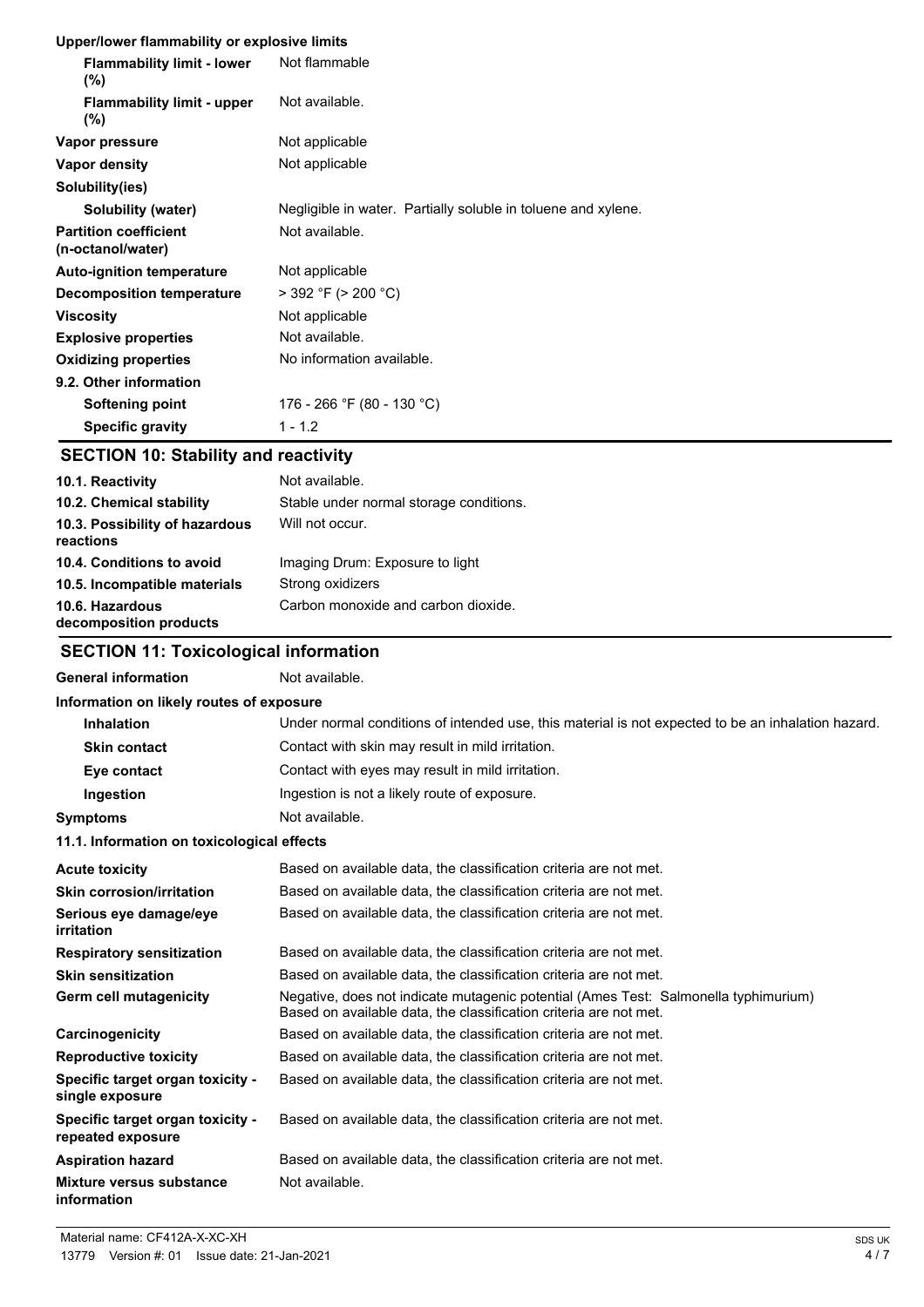**Upper/lower flammability or explosive limits**

| | |
|---|---|
| **Flammability limit - lower (%)** | Not flammable |
| **Flammability limit - upper (%)** | Not available. |
| **Vapor pressure** | Not applicable |
| **Vapor density** | Not applicable |
| **Solubility(ies)** | |
| **Solubility (water)** | Negligible in water. Partially soluble in toluene and xylene. |
| **Partition coefficient (n-octanol/water)** | Not available. |
| **Auto-ignition temperature** | Not applicable |
| **Decomposition temperature** | > 392 °F (> 200 °C) |
| **Viscosity** | Not applicable |
| **Explosive properties** | Not available. |
| **Oxidizing properties** | No information available. |
| **9.2. Other information** | |
| **Softening point** | 176 - 266 °F (80 - 130 °C) |
| **Specific gravity** | 1 - 1.2 |

## SECTION 10: Stability and reactivity

| | |
|---|---|
| **10.1. Reactivity** | Not available. |
| **10.2. Chemical stability** | Stable under normal storage conditions. |
| **10.3. Possibility of hazardous reactions** | Will not occur. |
| **10.4. Conditions to avoid** | Imaging Drum: Exposure to light |
| **10.5. Incompatible materials** | Strong oxidizers |
| **10.6. Hazardous decomposition products** | Carbon monoxide and carbon dioxide. |

## SECTION 11: Toxicological information

| | |
|---|---|
| **General information** | Not available. |

**Information on likely routes of exposure**

| | |
|---|---|
| **Inhalation** | Under normal conditions of intended use, this material is not expected to be an inhalation hazard. |
| **Skin contact** | Contact with skin may result in mild irritation. |
| **Eye contact** | Contact with eyes may result in mild irritation. |
| **Ingestion** | Ingestion is not a likely route of exposure. |
| **Symptoms** | Not available. |

**11.1. Information on toxicological effects**

| | |
|---|---|
| **Acute toxicity** | Based on available data, the classification criteria are not met. |
| **Skin corrosion/irritation** | Based on available data, the classification criteria are not met. |
| **Serious eye damage/eye irritation** | Based on available data, the classification criteria are not met. |
| **Respiratory sensitization** | Based on available data, the classification criteria are not met. |
| **Skin sensitization** | Based on available data, the classification criteria are not met. |
| **Germ cell mutagenicity** | Negative, does not indicate mutagenic potential (Ames Test: Salmonella typhimurium) Based on available data, the classification criteria are not met. |
| **Carcinogenicity** | Based on available data, the classification criteria are not met. |
| **Reproductive toxicity** | Based on available data, the classification criteria are not met. |
| **Specific target organ toxicity - single exposure** | Based on available data, the classification criteria are not met. |
| **Specific target organ toxicity - repeated exposure** | Based on available data, the classification criteria are not met. |
| **Aspiration hazard** | Based on available data, the classification criteria are not met. |
| **Mixture versus substance information** | Not available. |

Material name: CF412A-X-XC-XH

13779 Version #: 01 Issue date: 21-Jan-2021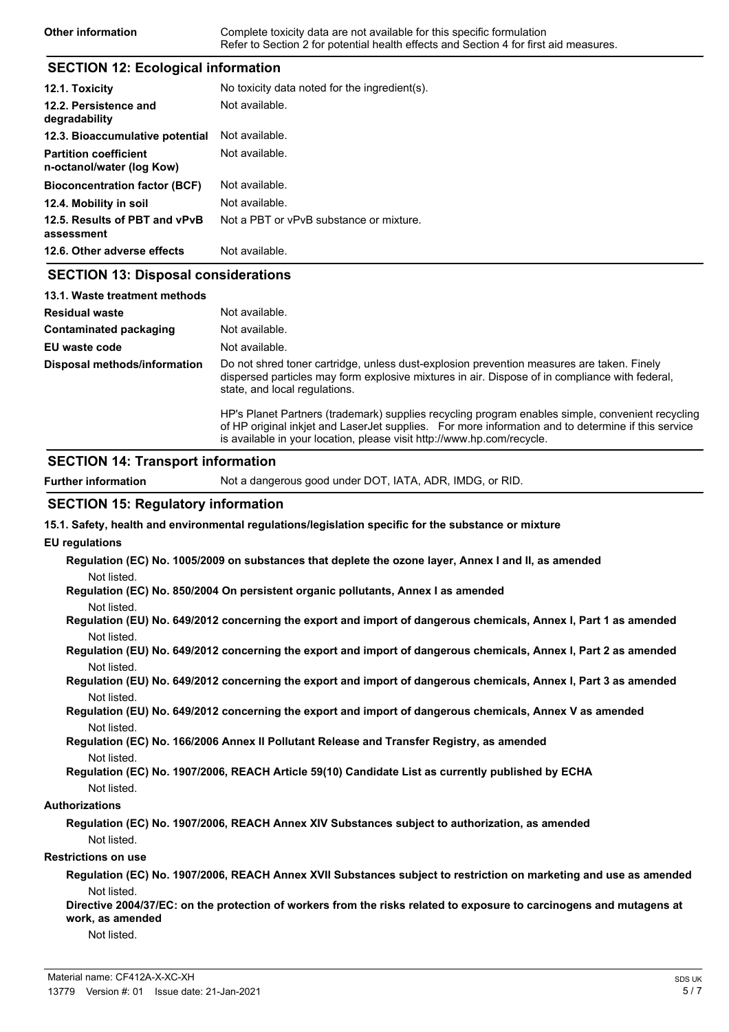| | |
|---|---|
| **Other information** | Complete toxicity data are not available for this specific formulation<br>Refer to Section 2 for potential health effects and Section 4 for first aid measures. |

## SECTION 12: Ecological information

| | |
|---|---|
| **12.1. Toxicity** | No toxicity data noted for the ingredient(s). |
| **12.2. Persistence and degradability** | Not available. |
| **12.3. Bioaccumulative potential** | Not available. |
| **Partition coefficient n-octanol/water (log Kow)** | Not available. |
| **Bioconcentration factor (BCF)** | Not available. |
| **12.4. Mobility in soil** | Not available. |
| **12.5. Results of PBT and vPvB assessment** | Not a PBT or vPvB substance or mixture. |
| **12.6. Other adverse effects** | Not available. |

## SECTION 13: Disposal considerations

**13.1. Waste treatment methods**

| | |
|---|---|
| **Residual waste** | Not available. |
| **Contaminated packaging** | Not available. |
| **EU waste code** | Not available. |
| **Disposal methods/information** | Do not shred toner cartridge, unless dust-explosion prevention measures are taken. Finely dispersed particles may form explosive mixtures in air. Dispose of in compliance with federal, state, and local regulations.<br><br>HP's Planet Partners (trademark) supplies recycling program enables simple, convenient recycling of HP original inkjet and LaserJet supplies. For more information and to determine if this service is available in your location, please visit http://www.hp.com/recycle. |

## SECTION 14: Transport information

| | |
|---|---|
| **Further information** | Not a dangerous good under DOT, IATA, ADR, IMDG, or RID. |

## SECTION 15: Regulatory information

**15.1. Safety, health and environmental regulations/legislation specific for the substance or mixture**

**EU regulations**

**Regulation (EC) No. 1005/2009 on substances that deplete the ozone layer, Annex I and II, as amended**

Not listed.

**Regulation (EC) No. 850/2004 On persistent organic pollutants, Annex I as amended**

Not listed.

**Regulation (EU) No. 649/2012 concerning the export and import of dangerous chemicals, Annex I, Part 1 as amended**

Not listed.

**Regulation (EU) No. 649/2012 concerning the export and import of dangerous chemicals, Annex I, Part 2 as amended**

Not listed.

**Regulation (EU) No. 649/2012 concerning the export and import of dangerous chemicals, Annex I, Part 3 as amended**

Not listed.

**Regulation (EU) No. 649/2012 concerning the export and import of dangerous chemicals, Annex V as amended**

Not listed.

**Regulation (EC) No. 166/2006 Annex II Pollutant Release and Transfer Registry, as amended**

Not listed.

**Regulation (EC) No. 1907/2006, REACH Article 59(10) Candidate List as currently published by ECHA**

Not listed.

**Authorizations**

**Regulation (EC) No. 1907/2006, REACH Annex XIV Substances subject to authorization, as amended**

Not listed.

**Restrictions on use**

**Regulation (EC) No. 1907/2006, REACH Annex XVII Substances subject to restriction on marketing and use as amended**

Not listed.

**Directive 2004/37/EC: on the protection of workers from the risks related to exposure to carcinogens and mutagens at work, as amended**

Not listed.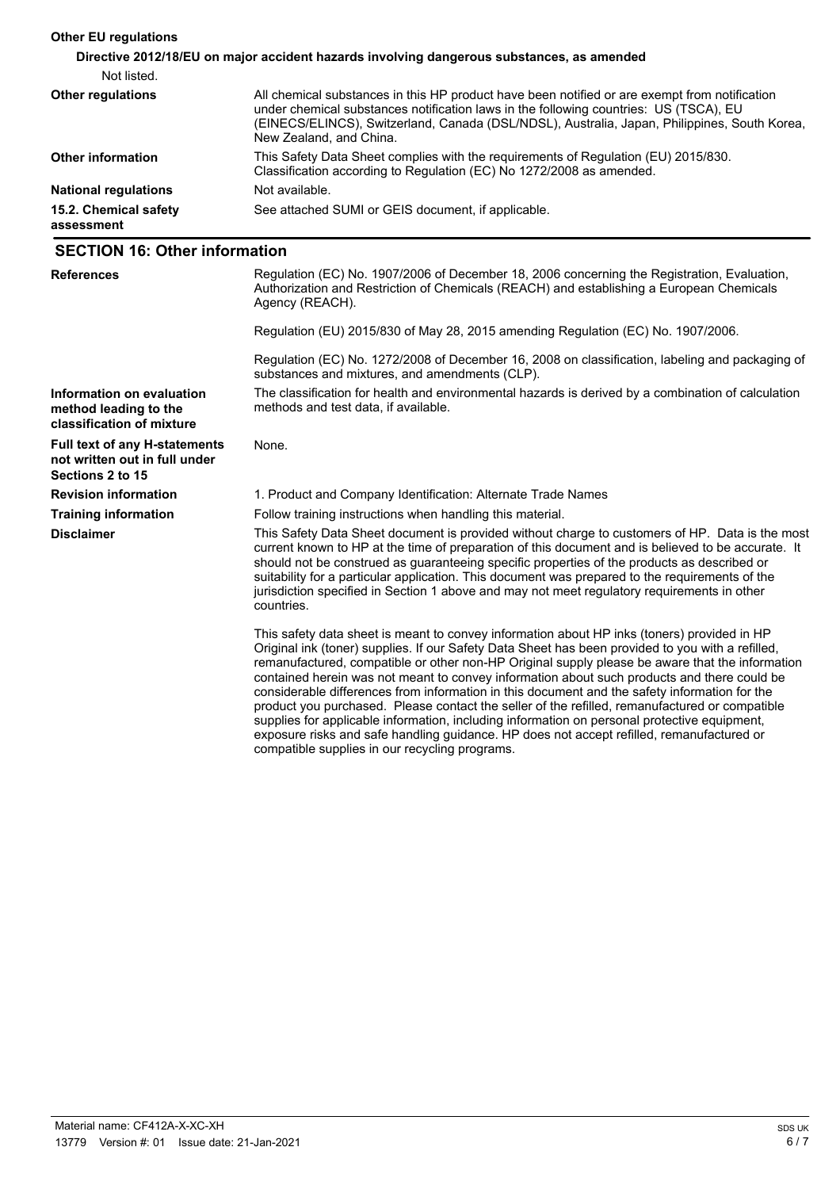**Other EU regulations**

**Directive 2012/18/EU on major accident hazards involving dangerous substances, as amended**

Not listed.

| | |
|---|---|
| **Other regulations** | All chemical substances in this HP product have been notified or are exempt from notification under chemical substances notification laws in the following countries: US (TSCA), EU (EINECS/ELINCS), Switzerland, Canada (DSL/NDSL), Australia, Japan, Philippines, South Korea, New Zealand, and China. |
| **Other information** | This Safety Data Sheet complies with the requirements of Regulation (EU) 2015/830. Classification according to Regulation (EC) No 1272/2008 as amended. |
| **National regulations** | Not available. |
| **15.2. Chemical safety assessment** | See attached SUMI or GEIS document, if applicable. |

## SECTION 16: Other information

| | |
|---|---|
| **References** | Regulation (EC) No. 1907/2006 of December 18, 2006 concerning the Registration, Evaluation, Authorization and Restriction of Chemicals (REACH) and establishing a European Chemicals Agency (REACH).<br><br>Regulation (EU) 2015/830 of May 28, 2015 amending Regulation (EC) No. 1907/2006.<br><br>Regulation (EC) No. 1272/2008 of December 16, 2008 on classification, labeling and packaging of substances and mixtures, and amendments (CLP). |
| **Information on evaluation method leading to the classification of mixture** | The classification for health and environmental hazards is derived by a combination of calculation methods and test data, if available. |
| **Full text of any H-statements not written out in full under Sections 2 to 15** | None. |
| **Revision information** | 1. Product and Company Identification: Alternate Trade Names |
| **Training information** | Follow training instructions when handling this material. |
| **Disclaimer** | This Safety Data Sheet document is provided without charge to customers of HP. Data is the most current known to HP at the time of preparation of this document and is believed to be accurate. It should not be construed as guaranteeing specific properties of the products as described or suitability for a particular application. This document was prepared to the requirements of the jurisdiction specified in Section 1 above and may not meet regulatory requirements in other countries.<br><br>This safety data sheet is meant to convey information about HP inks (toners) provided in HP Original ink (toner) supplies. If our Safety Data Sheet has been provided to you with a refilled, remanufactured, compatible or other non-HP Original supply please be aware that the information contained herein was not meant to convey information about such products and there could be considerable differences from information in this document and the safety information for the product you purchased. Please contact the seller of the refilled, remanufactured or compatible supplies for applicable information, including information on personal protective equipment, exposure risks and safe handling guidance. HP does not accept refilled, remanufactured or compatible supplies in our recycling programs. |

Material name: CF412A-X-XC-XH

13779 Version #: 01 Issue date: 21-Jan-2021

SDS UK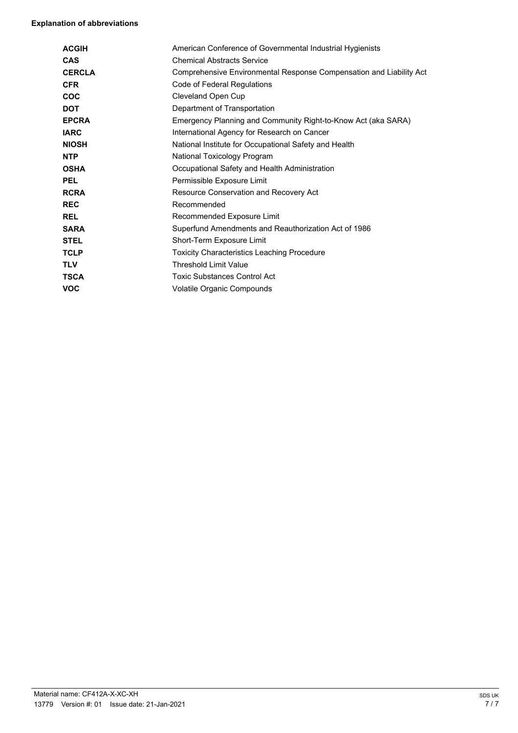**Explanation of abbreviations**

| | |
|---|---|
| **ACGIH** | American Conference of Governmental Industrial Hygienists |
| **CAS** | Chemical Abstracts Service |
| **CERCLA** | Comprehensive Environmental Response Compensation and Liability Act |
| **CFR** | Code of Federal Regulations |
| **COC** | Cleveland Open Cup |
| **DOT** | Department of Transportation |
| **EPCRA** | Emergency Planning and Community Right-to-Know Act (aka SARA) |
| **IARC** | International Agency for Research on Cancer |
| **NIOSH** | National Institute for Occupational Safety and Health |
| **NTP** | National Toxicology Program |
| **OSHA** | Occupational Safety and Health Administration |
| **PEL** | Permissible Exposure Limit |
| **RCRA** | Resource Conservation and Recovery Act |
| **REC** | Recommended |
| **REL** | Recommended Exposure Limit |
| **SARA** | Superfund Amendments and Reauthorization Act of 1986 |
| **STEL** | Short-Term Exposure Limit |
| **TCLP** | Toxicity Characteristics Leaching Procedure |
| **TLV** | Threshold Limit Value |
| **TSCA** | Toxic Substances Control Act |
| **VOC** | Volatile Organic Compounds |